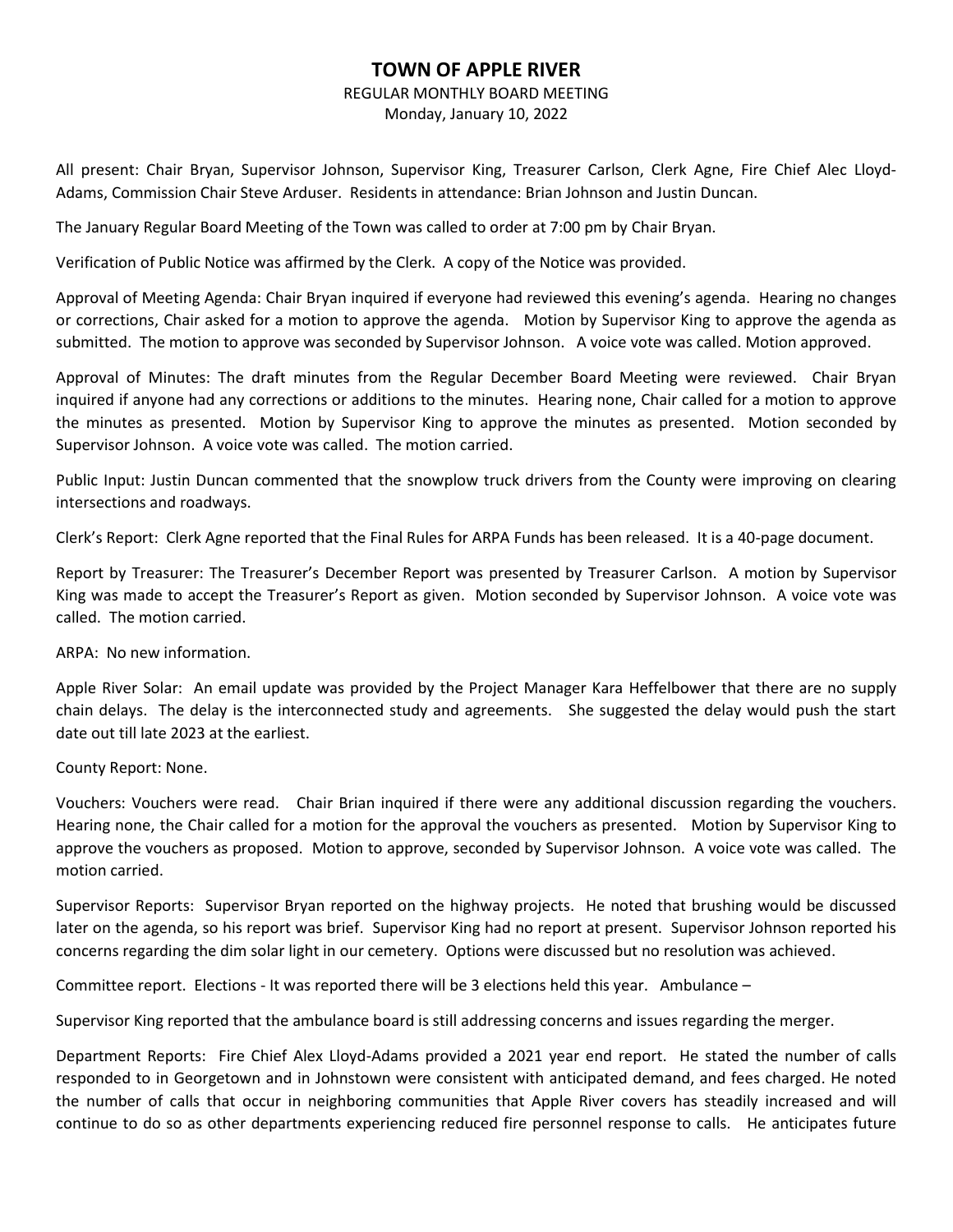# TOWN OF APPLE RIVER

REGULAR MONTHLY BOARD MEETING
Monday, January 10, 2022

All present: Chair Bryan, Supervisor Johnson, Supervisor King, Treasurer Carlson, Clerk Agne, Fire Chief Alec Lloyd-Adams, Commission Chair Steve Arduser. Residents in attendance: Brian Johnson and Justin Duncan.

The January Regular Board Meeting of the Town was called to order at 7:00 pm by Chair Bryan.

Verification of Public Notice was affirmed by the Clerk. A copy of the Notice was provided.

Approval of Meeting Agenda: Chair Bryan inquired if everyone had reviewed this evening's agenda. Hearing no changes or corrections, Chair asked for a motion to approve the agenda. Motion by Supervisor King to approve the agenda as submitted. The motion to approve was seconded by Supervisor Johnson. A voice vote was called. Motion approved.

Approval of Minutes: The draft minutes from the Regular December Board Meeting were reviewed. Chair Bryan inquired if anyone had any corrections or additions to the minutes. Hearing none, Chair called for a motion to approve the minutes as presented. Motion by Supervisor King to approve the minutes as presented. Motion seconded by Supervisor Johnson. A voice vote was called. The motion carried.

Public Input: Justin Duncan commented that the snowplow truck drivers from the County were improving on clearing intersections and roadways.

Clerk's Report: Clerk Agne reported that the Final Rules for ARPA Funds has been released. It is a 40-page document.

Report by Treasurer: The Treasurer's December Report was presented by Treasurer Carlson. A motion by Supervisor King was made to accept the Treasurer's Report as given. Motion seconded by Supervisor Johnson. A voice vote was called. The motion carried.

ARPA: No new information.

Apple River Solar: An email update was provided by the Project Manager Kara Heffelbower that there are no supply chain delays. The delay is the interconnected study and agreements. She suggested the delay would push the start date out till late 2023 at the earliest.

County Report: None.

Vouchers: Vouchers were read. Chair Brian inquired if there were any additional discussion regarding the vouchers. Hearing none, the Chair called for a motion for the approval the vouchers as presented. Motion by Supervisor King to approve the vouchers as proposed. Motion to approve, seconded by Supervisor Johnson. A voice vote was called. The motion carried.

Supervisor Reports: Supervisor Bryan reported on the highway projects. He noted that brushing would be discussed later on the agenda, so his report was brief. Supervisor King had no report at present. Supervisor Johnson reported his concerns regarding the dim solar light in our cemetery. Options were discussed but no resolution was achieved.

Committee report. Elections - It was reported there will be 3 elections held this year. Ambulance –

Supervisor King reported that the ambulance board is still addressing concerns and issues regarding the merger.

Department Reports: Fire Chief Alex Lloyd-Adams provided a 2021 year end report. He stated the number of calls responded to in Georgetown and in Johnstown were consistent with anticipated demand, and fees charged. He noted the number of calls that occur in neighboring communities that Apple River covers has steadily increased and will continue to do so as other departments experiencing reduced fire personnel response to calls. He anticipates future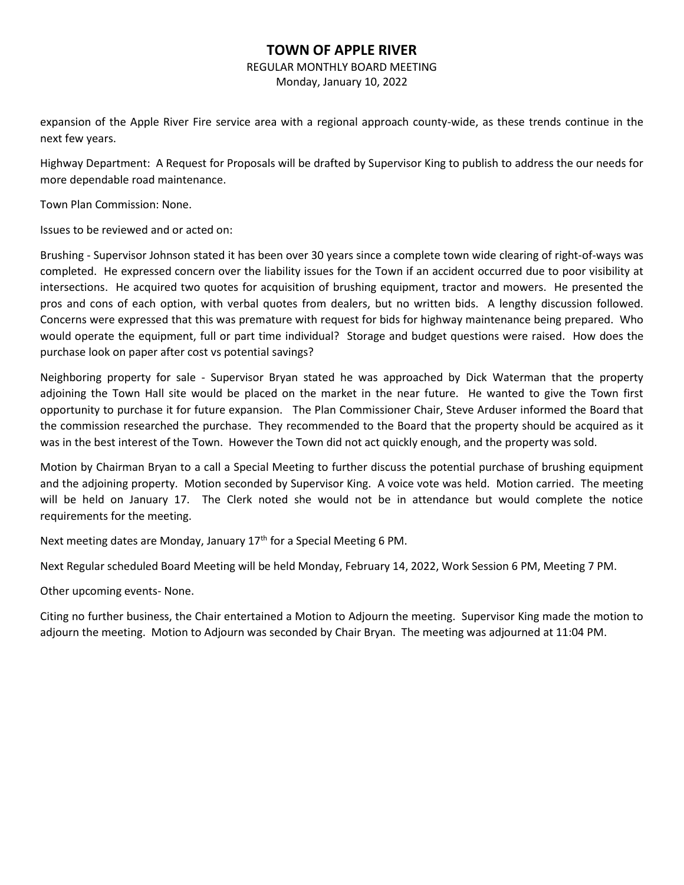expansion of the Apple River Fire service area with a regional approach county-wide, as these trends continue in the next few years.

Highway Department: A Request for Proposals will be drafted by Supervisor King to publish to address the our needs for more dependable road maintenance.

Town Plan Commission: None.

Issues to be reviewed and or acted on:

Brushing - Supervisor Johnson stated it has been over 30 years since a complete town wide clearing of right-of-ways was completed. He expressed concern over the liability issues for the Town if an accident occurred due to poor visibility at intersections. He acquired two quotes for acquisition of brushing equipment, tractor and mowers. He presented the pros and cons of each option, with verbal quotes from dealers, but no written bids. A lengthy discussion followed. Concerns were expressed that this was premature with request for bids for highway maintenance being prepared. Who would operate the equipment, full or part time individual? Storage and budget questions were raised. How does the purchase look on paper after cost vs potential savings?

Neighboring property for sale - Supervisor Bryan stated he was approached by Dick Waterman that the property adjoining the Town Hall site would be placed on the market in the near future. He wanted to give the Town first opportunity to purchase it for future expansion. The Plan Commissioner Chair, Steve Arduser informed the Board that the commission researched the purchase. They recommended to the Board that the property should be acquired as it was in the best interest of the Town. However the Town did not act quickly enough, and the property was sold.

Motion by Chairman Bryan to a call a Special Meeting to further discuss the potential purchase of brushing equipment and the adjoining property. Motion seconded by Supervisor King. A voice vote was held. Motion carried. The meeting will be held on January 17. The Clerk noted she would not be in attendance but would complete the notice requirements for the meeting.

Next meeting dates are Monday, January 17th for a Special Meeting 6 PM.

Next Regular scheduled Board Meeting will be held Monday, February 14, 2022, Work Session 6 PM, Meeting 7 PM.

Other upcoming events- None.

Citing no further business, the Chair entertained a Motion to Adjourn the meeting. Supervisor King made the motion to adjourn the meeting. Motion to Adjourn was seconded by Chair Bryan. The meeting was adjourned at 11:04 PM.